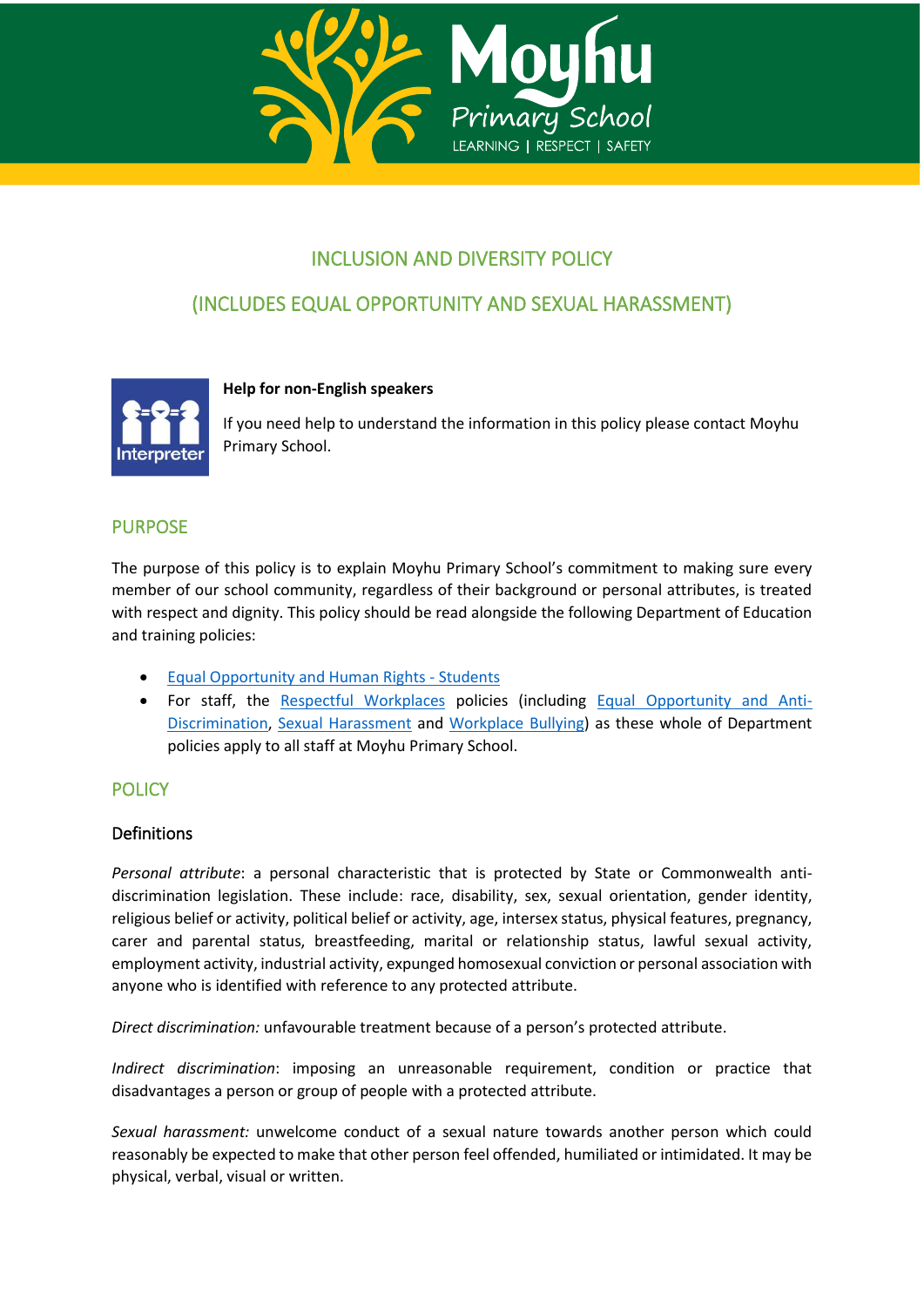# INCLUSION AND DIVERSITY POLICY

# (INCLUDES EQUAL OPPORTUNITY AND SEXUAL HARASSMENT)

**Help for non-English speakers**

If you need help to understand the information in this policy please contact Moyhu Primary School.

## PURPOSE

The purpose of this policy is to explain Moyhu Primary School's commitment to making sure every member of our school community, regardless of their background or personal attributes, is treated with respect and dignity. This policy should be read alongside the following Department of Education and training policies:

- Equal Opportunity and Human Rights - Students
- For staff, the Respectful Workplaces policies (including Equal Opportunity and Anti-Discrimination, Sexual Harassment and Workplace Bullying) as these whole of Department policies apply to all staff at Moyhu Primary School.

## POLICY

### Definitions

*Personal attribute*: a personal characteristic that is protected by State or Commonwealth anti-discrimination legislation. These include: race, disability, sex, sexual orientation, gender identity, religious belief or activity, political belief or activity, age, intersex status, physical features, pregnancy, carer and parental status, breastfeeding, marital or relationship status, lawful sexual activity, employment activity, industrial activity, expunged homosexual conviction or personal association with anyone who is identified with reference to any protected attribute.

*Direct discrimination:* unfavourable treatment because of a person's protected attribute.

*Indirect discrimination*: imposing an unreasonable requirement, condition or practice that disadvantages a person or group of people with a protected attribute.

*Sexual harassment:* unwelcome conduct of a sexual nature towards another person which could reasonably be expected to make that other person feel offended, humiliated or intimidated. It may be physical, verbal, visual or written.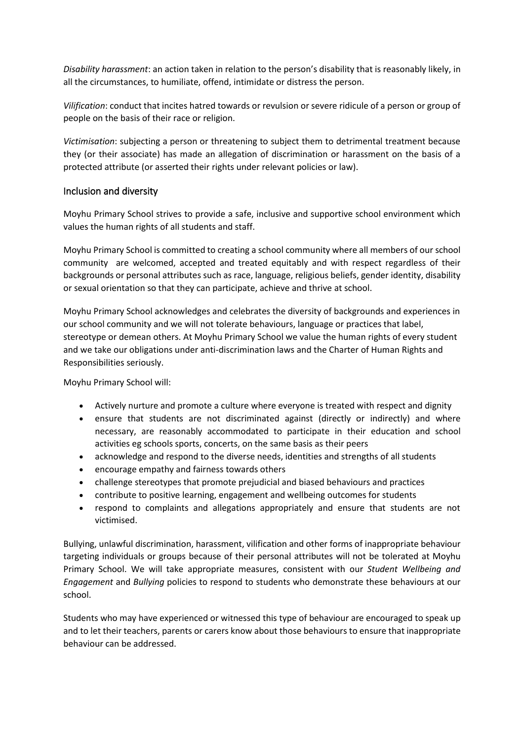*Disability harassment*: an action taken in relation to the person's disability that is reasonably likely, in all the circumstances, to humiliate, offend, intimidate or distress the person.

*Vilification*: conduct that incites hatred towards or revulsion or severe ridicule of a person or group of people on the basis of their race or religion.

*Victimisation*: subjecting a person or threatening to subject them to detrimental treatment because they (or their associate) has made an allegation of discrimination or harassment on the basis of a protected attribute (or asserted their rights under relevant policies or law).

## Inclusion and diversity

Moyhu Primary School strives to provide a safe, inclusive and supportive school environment which values the human rights of all students and staff.

Moyhu Primary School is committed to creating a school community where all members of our school community are welcomed, accepted and treated equitably and with respect regardless of their backgrounds or personal attributes such as race, language, religious beliefs, gender identity, disability or sexual orientation so that they can participate, achieve and thrive at school.

Moyhu Primary School acknowledges and celebrates the diversity of backgrounds and experiences in our school community and we will not tolerate behaviours, language or practices that label, stereotype or demean others. At Moyhu Primary School we value the human rights of every student and we take our obligations under anti-discrimination laws and the Charter of Human Rights and Responsibilities seriously.

Moyhu Primary School will:

- Actively nurture and promote a culture where everyone is treated with respect and dignity
- ensure that students are not discriminated against (directly or indirectly) and where necessary, are reasonably accommodated to participate in their education and school activities eg schools sports, concerts, on the same basis as their peers
- acknowledge and respond to the diverse needs, identities and strengths of all students
- encourage empathy and fairness towards others
- challenge stereotypes that promote prejudicial and biased behaviours and practices
- contribute to positive learning, engagement and wellbeing outcomes for students
- respond to complaints and allegations appropriately and ensure that students are not victimised.

Bullying, unlawful discrimination, harassment, vilification and other forms of inappropriate behaviour targeting individuals or groups because of their personal attributes will not be tolerated at Moyhu Primary School. We will take appropriate measures, consistent with our *Student Wellbeing and Engagement* and *Bullying* policies to respond to students who demonstrate these behaviours at our school.

Students who may have experienced or witnessed this type of behaviour are encouraged to speak up and to let their teachers, parents or carers know about those behaviours to ensure that inappropriate behaviour can be addressed.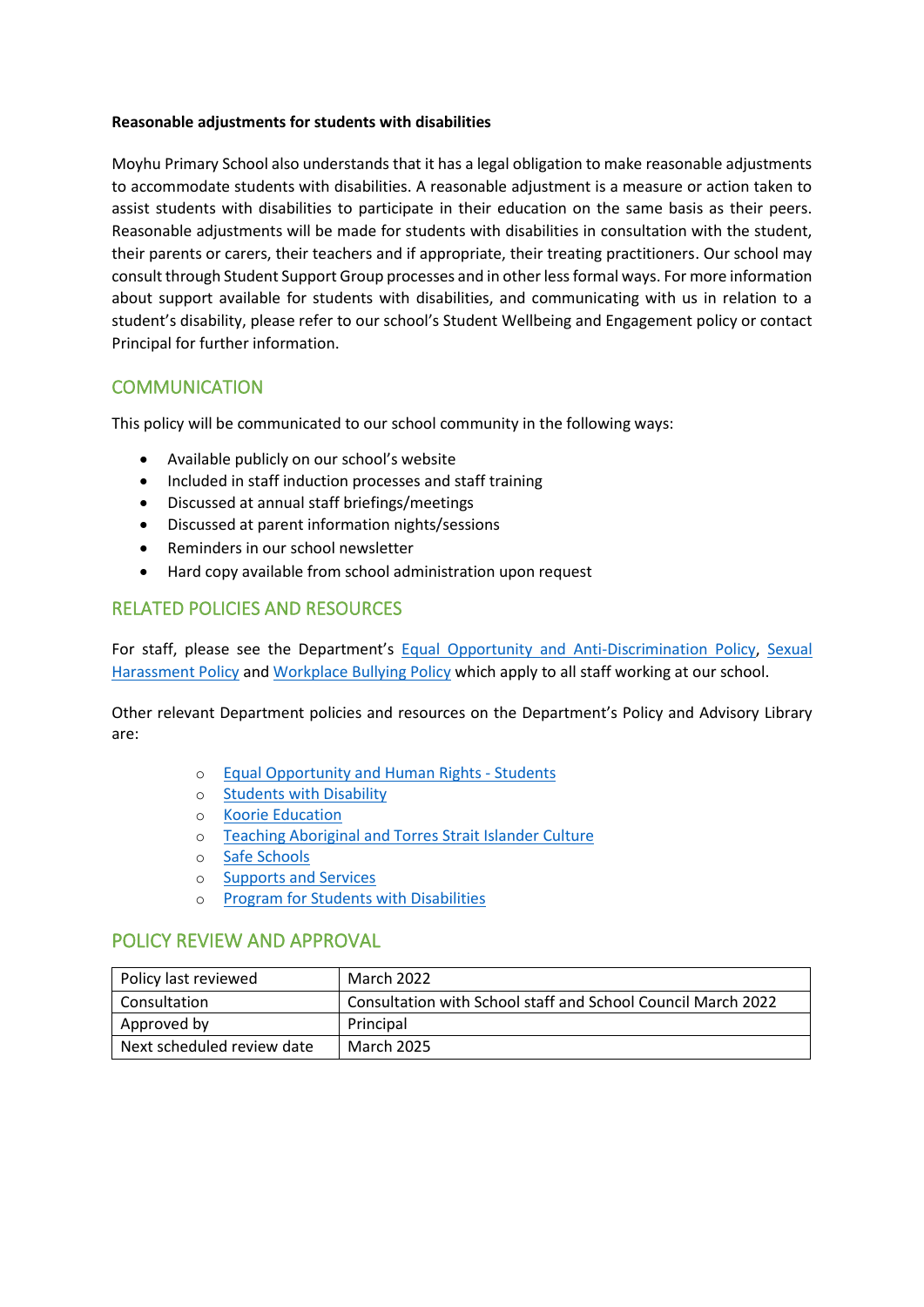**Reasonable adjustments for students with disabilities**

Moyhu Primary School also understands that it has a legal obligation to make reasonable adjustments to accommodate students with disabilities. A reasonable adjustment is a measure or action taken to assist students with disabilities to participate in their education on the same basis as their peers. Reasonable adjustments will be made for students with disabilities in consultation with the student, their parents or carers, their teachers and if appropriate, their treating practitioners. Our school may consult through Student Support Group processes and in other less formal ways. For more information about support available for students with disabilities, and communicating with us in relation to a student's disability, please refer to our school's Student Wellbeing and Engagement policy or contact Principal for further information.

## COMMUNICATION

This policy will be communicated to our school community in the following ways:

- Available publicly on our school's website
- Included in staff induction processes and staff training
- Discussed at annual staff briefings/meetings
- Discussed at parent information nights/sessions
- Reminders in our school newsletter
- Hard copy available from school administration upon request

## RELATED POLICIES AND RESOURCES

For staff, please see the Department's Equal Opportunity and Anti-Discrimination Policy, Sexual Harassment Policy and Workplace Bullying Policy which apply to all staff working at our school.

Other relevant Department policies and resources on the Department's Policy and Advisory Library are:

- Equal Opportunity and Human Rights - Students
- Students with Disability
- Koorie Education
- Teaching Aboriginal and Torres Strait Islander Culture
- Safe Schools
- Supports and Services
- Program for Students with Disabilities

## POLICY REVIEW AND APPROVAL

| | |
|---|---|
| Policy last reviewed | March 2022 |
| Consultation | Consultation with School staff and School Council March 2022 |
| Approved by | Principal |
| Next scheduled review date | March 2025 |